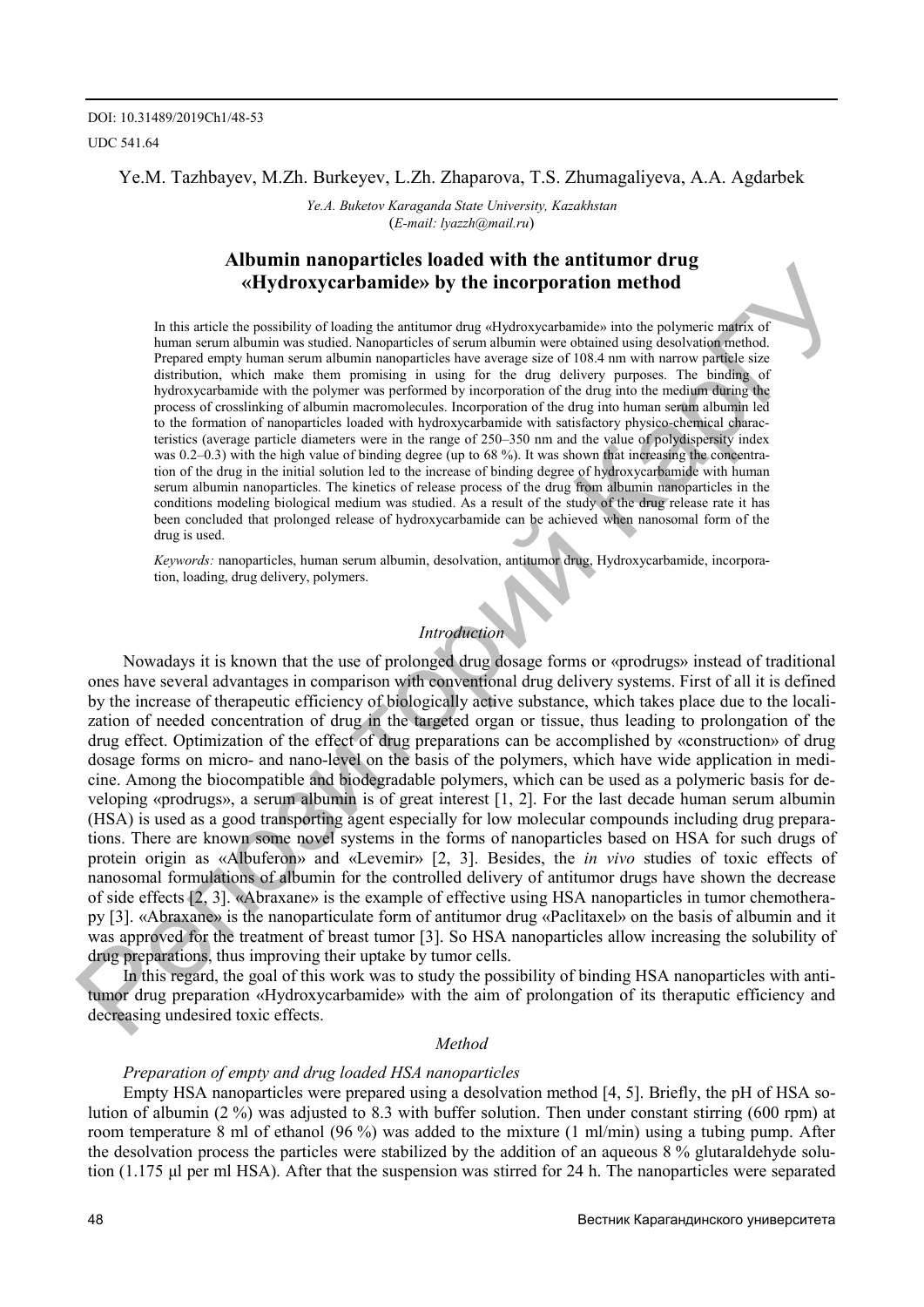DOI: 10.31489/2019Ch1/48-53

UDC 541.64

Ye.M. Tazhbayev, M.Zh. Burkeyev, L.Zh. Zhaparova, T.S. Zhumagaliyeva, A.A. Agdarbek

*Ye.A. Buketov Karaganda State University, Kazakhstan*
(*E-mail: lyazzh@mail.ru*)

# Albumin nanoparticles loaded with the antitumor drug «Hydroxycarbamide» by the incorporation method

In this article the possibility of loading the antitumor drug «Hydroxycarbamide» into the polymeric matrix of human serum albumin was studied. Nanoparticles of serum albumin were obtained using desolvation method. Prepared empty human serum albumin nanoparticles have average size of 108.4 nm with narrow particle size distribution, which make them promising in using for the drug delivery purposes. The binding of hydroxycarbamide with the polymer was performed by incorporation of the drug into the medium during the process of crosslinking of albumin macromolecules. Incorporation of the drug into human serum albumin led to the formation of nanoparticles loaded with hydroxycarbamide with satisfactory physico-chemical characteristics (average particle diameters were in the range of 250–350 nm and the value of polydispersity index was 0.2–0.3) with the high value of binding degree (up to 68 %). It was shown that increasing the concentration of the drug in the initial solution led to the increase of binding degree of hydroxycarbamide with human serum albumin nanoparticles. The kinetics of release process of the drug from albumin nanoparticles in the conditions modeling biological medium was studied. As a result of the study of the drug release rate it has been concluded that prolonged release of hydroxycarbamide can be achieved when nanosomal form of the drug is used.

*Keywords:* nanoparticles, human serum albumin, desolvation, antitumor drug, Hydroxycarbamide, incorporation, loading, drug delivery, polymers.

## *Introduction*

Nowadays it is known that the use of prolonged drug dosage forms or «prodrugs» instead of traditional ones have several advantages in comparison with conventional drug delivery systems. First of all it is defined by the increase of therapeutic efficiency of biologically active substance, which takes place due to the localization of needed concentration of drug in the targeted organ or tissue, thus leading to prolongation of the drug effect. Optimization of the effect of drug preparations can be accomplished by «construction» of drug dosage forms on micro- and nano-level on the basis of the polymers, which have wide application in medicine. Among the biocompatible and biodegradable polymers, which can be used as a polymeric basis for developing «prodrugs», a serum albumin is of great interest [1, 2]. For the last decade human serum albumin (HSA) is used as a good transporting agent especially for low molecular compounds including drug preparations. There are known some novel systems in the forms of nanoparticles based on HSA for such drugs of protein origin as «Albuferon» and «Levemir» [2, 3]. Besides, the *in vivo* studies of toxic effects of nanosomal formulations of albumin for the controlled delivery of antitumor drugs have shown the decrease of side effects [2, 3]. «Abraxane» is the example of effective using HSA nanoparticles in tumor chemotherapy [3]. «Abraxane» is the nanoparticulate form of antitumor drug «Paclitaxel» on the basis of albumin and it was approved for the treatment of breast tumor [3]. So HSA nanoparticles allow increasing the solubility of drug preparations, thus improving their uptake by tumor cells.

In this regard, the goal of this work was to study the possibility of binding HSA nanoparticles with antitumor drug preparation «Hydroxycarbamide» with the aim of prolongation of its theraputic efficiency and decreasing undesired toxic effects.

## *Method*

### *Preparation of empty and drug loaded HSA nanoparticles*

Empty HSA nanoparticles were prepared using a desolvation method [4, 5]. Briefly, the pH of HSA solution of albumin (2 %) was adjusted to 8.3 with buffer solution. Then under constant stirring (600 rpm) at room temperature 8 ml of ethanol (96 %) was added to the mixture (1 ml/min) using a tubing pump. After the desolvation process the particles were stabilized by the addition of an aqueous 8 % glutaraldehyde solution (1.175 µl per ml HSA). After that the suspension was stirred for 24 h. The nanoparticles were separated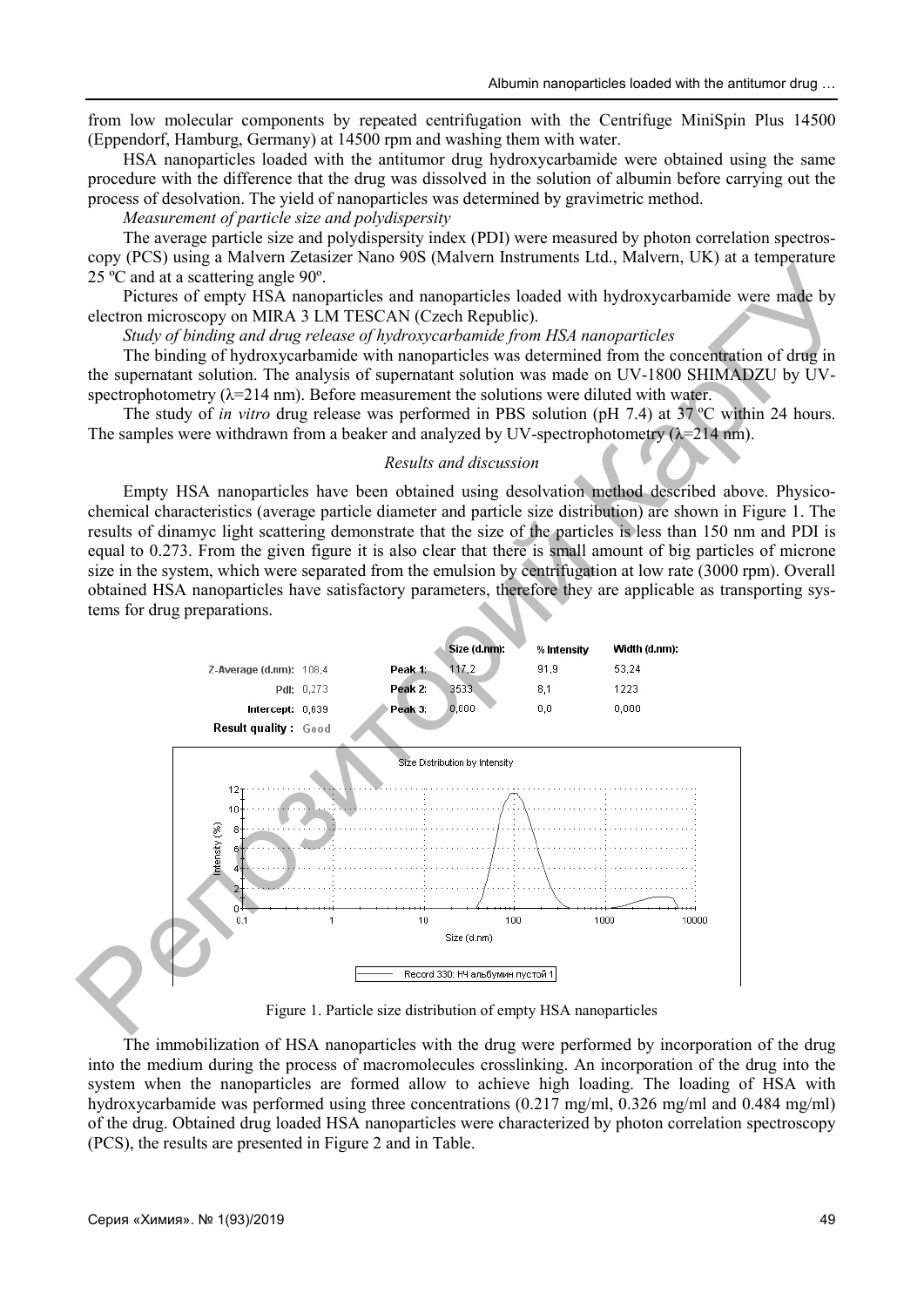from low molecular components by repeated centrifugation with the Centrifuge MiniSpin Plus 14500 (Eppendorf, Hamburg, Germany) at 14500 rpm and washing them with water.

HSA nanoparticles loaded with the antitumor drug hydroxycarbamide were obtained using the same procedure with the difference that the drug was dissolved in the solution of albumin before carrying out the process of desolvation. The yield of nanoparticles was determined by gravimetric method.

*Measurement of particle size and polydispersity*

The average particle size and polydispersity index (PDI) were measured by photon correlation spectroscopy (PCS) using a Malvern Zetasizer Nano 90S (Malvern Instruments Ltd., Malvern, UK) at a temperature 25 ºC and at a scattering angle 90º.

Pictures of empty HSA nanoparticles and nanoparticles loaded with hydroxycarbamide were made by electron microscopy on MIRA 3 LM TESCAN (Czech Republic).

*Study of binding and drug release of hydroxycarbamide from HSA nanoparticles*

The binding of hydroxycarbamide with nanoparticles was determined from the concentration of drug in the supernatant solution. The analysis of supernatant solution was made on UV-1800 SHIMADZU by UV-spectrophotometry ($\lambda$=214 nm). Before measurement the solutions were diluted with water.

The study of *in vitro* drug release was performed in PBS solution (pH 7.4) at 37 ºC within 24 hours. The samples were withdrawn from a beaker and analyzed by UV-spectrophotometry ($\lambda$=214 nm).

*Results and discussion*

Empty HSA nanoparticles have been obtained using desolvation method described above. Physicochemical characteristics (average particle diameter and particle size distribution) are shown in Figure 1. The results of dinamyc light scattering demonstrate that the size of the particles is less than 150 nm and PDI is equal to 0.273. From the given figure it is also clear that there is small amount of big particles of microne size in the system, which were separated from the emulsion by centrifugation at low rate (3000 rpm). Overall obtained HSA nanoparticles have satisfactory parameters, therefore they are applicable as transporting systems for drug preparations.

| | | | Size (d.nm): | % Intensity | Width (d.nm): |
|---|---|---|---|---|---|
| Z-Average (d.nm): | 108,4 | Peak 1: | 117,2 | 91,9 | 53,24 |
| PdI: | 0,273 | Peak 2: | 3533 | 8,1 | 1223 |
| Intercept: | 0,639 | Peak 3: | 0,000 | 0,0 | 0,000 |
| Result quality : | Good | | | | |

Figure 1. Particle size distribution of empty HSA nanoparticles

The immobilization of HSA nanoparticles with the drug were performed by incorporation of the drug into the medium during the process of macromolecules crosslinking. An incorporation of the drug into the system when the nanoparticles are formed allow to achieve high loading. The loading of HSA with hydroxycarbamide was performed using three concentrations (0.217 mg/ml, 0.326 mg/ml and 0.484 mg/ml) of the drug. Obtained drug loaded HSA nanoparticles were characterized by photon correlation spectroscopy (PCS), the results are presented in Figure 2 and in Table.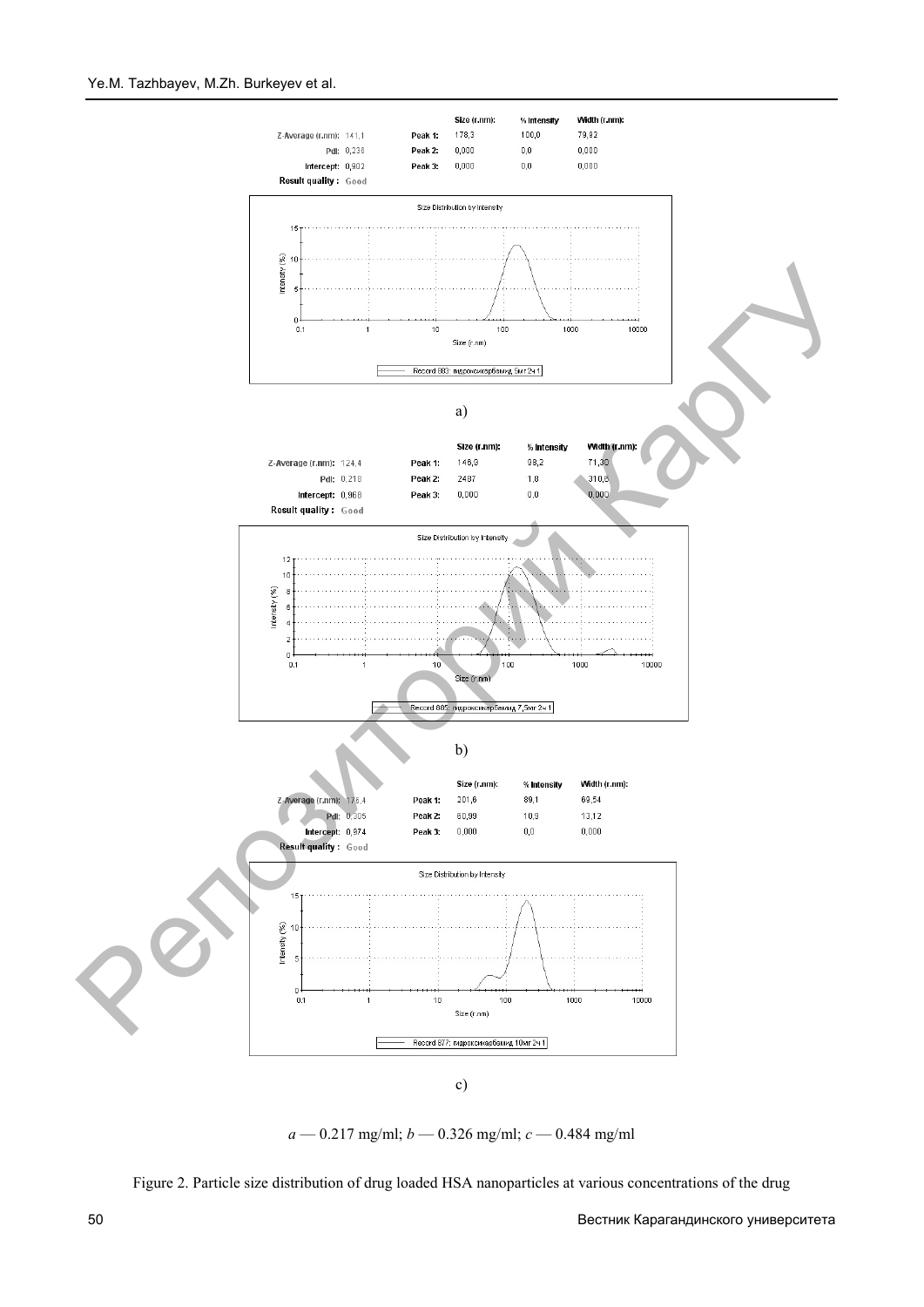| | | Size (r.nm): | % Intensity | Width (r.nm): |
|---|---|---|---|---|
| Z-Average (r.nm): 141,1 | Peak 1: | 178,3 | 100,0 | 79,82 |
| PdI: 0,236 | Peak 2: | 0,000 | 0,0 | 0,000 |
| Intercept: 0,902 | Peak 3: | 0,000 | 0,0 | 0,000 |
| Result quality : Good | | | | |

Size Distribution by Intensity

Record 883: гидроксикарбамид 5мг 2ч 1

a)

| | | Size (r.nm): | % Intensity | Width (r.nm): |
|---|---|---|---|---|
| Z-Average (r.nm): 124,4 | Peak 1: | 146,9 | 98,2 | 71,30 |
| PdI: 0,218 | Peak 2: | 2487 | 1,8 | 310,8 |
| Intercept: 0,968 | Peak 3: | 0,000 | 0,0 | 0,000 |
| Result quality : Good | | | | |

Size Distribution by Intensity

Record 885: гидроксикарбамид 7,5мг 2ч 1

b)

| | | Size (r.nm): | % Intensity | Width (r.nm): |
|---|---|---|---|---|
| Z-Average (r.nm): 176,4 | Peak 1: | 201,6 | 89,1 | 69,54 |
| PdI: 0,305 | Peak 2: | 60,99 | 10,9 | 13,12 |
| Intercept: 0,974 | Peak 3: | 0,000 | 0,0 | 0,000 |
| Result quality : Good | | | | |

Size Distribution by Intensity

Record 877: гидроксикарбамид 10мг 2ч 1

c)

*a* — 0.217 mg/ml; *b* — 0.326 mg/ml; *c* — 0.484 mg/ml

Figure 2. Particle size distribution of drug loaded HSA nanoparticles at various concentrations of the drug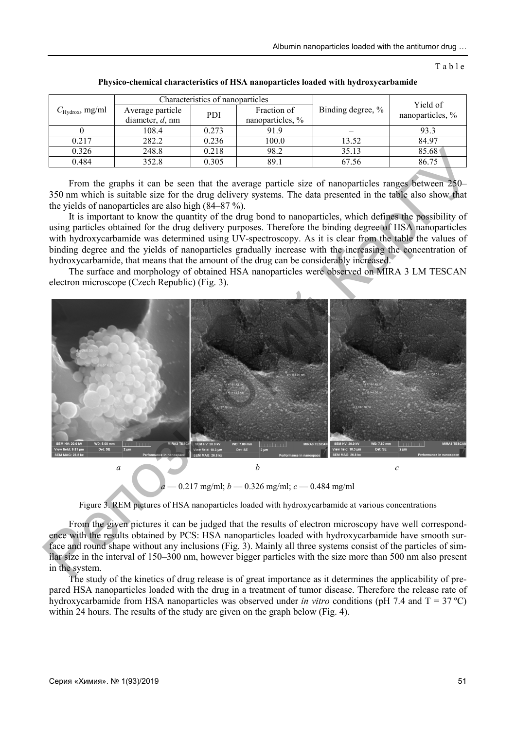Table

**Physico-chemical characteristics of HSA nanoparticles loaded with hydroxycarbamide**

| $C_{Hydrox}$, mg/ml | Characteristics of nanoparticles | | | Binding degree, % | Yield of nanoparticles, % |
|---|---|---|---|---|---|
| | Average particle diameter, *d*, nm | PDI | Fraction of nanoparticles, % | | |
| 0 | 108.4 | 0.273 | 91.9 | – | 93.3 |
| 0.217 | 282.2 | 0.236 | 100.0 | 13.52 | 84.97 |
| 0.326 | 248.8 | 0.218 | 98.2 | 35.13 | 85.68 |
| 0.484 | 352.8 | 0.305 | 89.1 | 67.56 | 86.75 |

From the graphs it can be seen that the average particle size of nanoparticles ranges between 250–350 nm which is suitable size for the drug delivery systems. The data presented in the table also show that the yields of nanoparticles are also high (84–87 %).

It is important to know the quantity of the drug bond to nanoparticles, which defines the possibility of using particles obtained for the drug delivery purposes. Therefore the binding degree of HSA nanoparticles with hydroxycarbamide was determined using UV-spectroscopy. As it is clear from the table the values of binding degree and the yields of nanoparticles gradually increase with the increasing the concentration of hydroxycarbamide, that means that the amount of the drug can be considerably increased.

The surface and morphology of obtained HSA nanoparticles were observed on MIRA 3 LM TESCAN electron microscope (Czech Republic) (Fig. 3).

*a* — 0.217 mg/ml; *b* — 0.326 mg/ml; *c* — 0.484 mg/ml

Figure 3. REM pictures of HSA nanoparticles loaded with hydroxycarbamide at various concentrations

From the given pictures it can be judged that the results of electron microscopy have well correspondence with the results obtained by PCS: HSA nanoparticles loaded with hydroxycarbamide have smooth surface and round shape without any inclusions (Fig. 3). Mainly all three systems consist of the particles of similar size in the interval of 150–300 nm, however bigger particles with the size more than 500 nm also present in the system.

The study of the kinetics of drug release is of great importance as it determines the applicability of prepared HSA nanoparticles loaded with the drug in a treatment of tumor disease. Therefore the release rate of hydroxycarbamide from HSA nanoparticles was observed under *in vitro* conditions (pH 7.4 and T = 37 ºC) within 24 hours. The results of the study are given on the graph below (Fig. 4).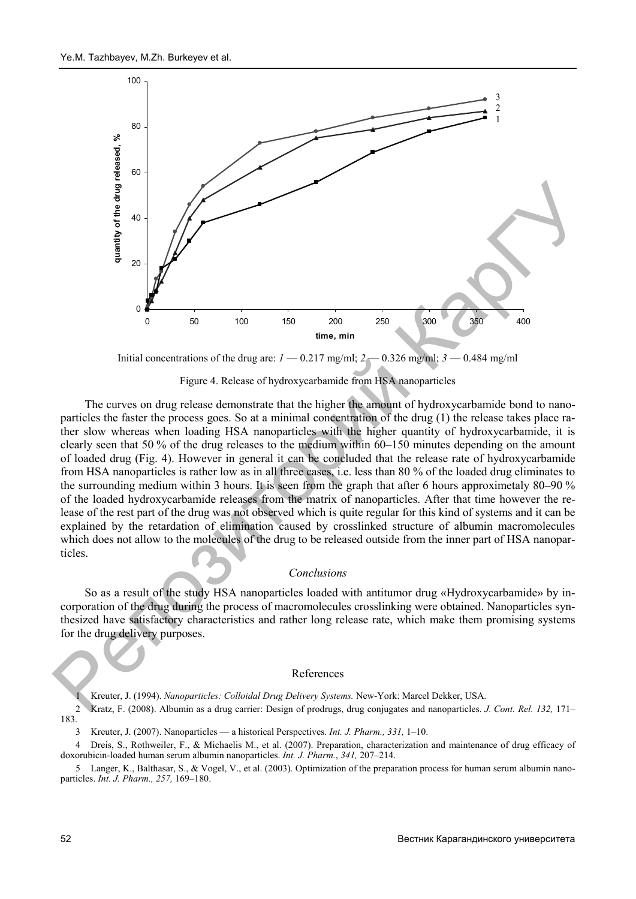Initial concentrations of the drug are: *1* — 0.217 mg/ml; *2* — 0.326 mg/ml; *3* — 0.484 mg/ml

Figure 4. Release of hydroxycarbamide from HSA nanoparticles

The curves on drug release demonstrate that the higher the amount of hydroxycarbamide bond to nanoparticles the faster the process goes. So at a minimal concentration of the drug (1) the release takes place rather slow whereas when loading HSA nanoparticles with the higher quantity of hydroxycarbamide, it is clearly seen that 50 % of the drug releases to the medium within 60–150 minutes depending on the amount of loaded drug (Fig. 4). However in general it can be concluded that the release rate of hydroxycarbamide from HSA nanoparticles is rather low as in all three cases, i.e. less than 80 % of the loaded drug eliminates to the surrounding medium within 3 hours. It is seen from the graph that after 6 hours approximetaly 80–90 % of the loaded hydroxycarbamide releases from the matrix of nanoparticles. After that time however the release of the rest part of the drug was not observed which is quite regular for this kind of systems and it can be explained by the retardation of elimination caused by crosslinked structure of albumin macromolecules which does not allow to the molecules of the drug to be released outside from the inner part of HSA nanoparticles.

## *Conclusions*

So as a result of the study HSA nanoparticles loaded with antitumor drug «Hydroxycarbamide» by incorporation of the drug during the process of macromolecules crosslinking were obtained. Nanoparticles synthesized have satisfactory characteristics and rather long release rate, which make them promising systems for the drug delivery purposes.

## References

1 Kreuter, J. (1994). *Nanoparticles: Colloidal Drug Delivery Systems.* New-York: Marcel Dekker, USA.

2 Kratz, F. (2008). Albumin as a drug carrier: Design of prodrugs, drug conjugates and nanoparticles. *J. Cont. Rel. 132,* 171–183.

3 Kreuter, J. (2007). Nanoparticles — a historical Perspectives. *Int. J. Pharm., 331,* 1–10.

4 Dreis, S., Rothweiler, F., & Michaelis M., et al. (2007). Preparation, characterization and maintenance of drug efficacy of doxorubicin-loaded human serum albumin nanoparticles. *Int. J. Pharm.*, *341,* 207–214.

5 Langer, K., Balthasar, S., & Vogel, V., et al. (2003). Optimization of the preparation process for human serum albumin nanoparticles. *Int. J. Pharm., 257,* 169–180.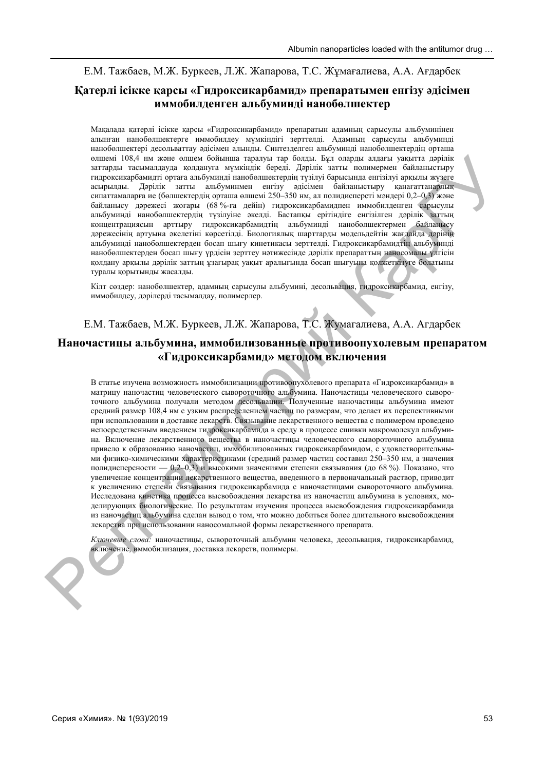Е.М. Тажбаев, М.Ж. Буркеев, Л.Ж. Жапарова, Т.С. Жұмағалиева, А.А. Ағдарбек

## Қатерлі ісікке қарсы «Гидроксикарбамид» препаратымен енгізу әдісімен иммобилденген альбуминді нанобөлшектер

Мақалада қатерлі ісікке қарсы «Гидроксикарбамид» препаратын адамның сарысулы альбуминінен алынған нанобөлшектерге иммобилдеу мүмкіндігі зерттелді. Адамның сарысулы альбуминді нанобөлшектері десольваттау әдісімен алынды. Синтезделген альбуминді нанобөлшектердің орташа өлшемі 108,4 нм және өлшем бойынша таралуы тар болды. Бұл оларды алдағы уақытта дәрілік заттарды тасымалдауда қолдануға мүмкіндік береді. Дәрілік затты полимермен байланыстыру гидроксикарбамидті ортаға альбуминді нанобөлшектердің түзілуі барысында енгізілуі арқылы жүзеге асырылды. Дәрілік затты альбуминмен енгізу әдісімен байланыстыру қанағаттанарлық сипаттамаларға ие (бөлшектердің орташа өлшемі 250–350 нм, ал полидисперсті мәндері 0,2–0,3) және байланысу дәрежесі жоғары (68 %-ға дейін) гидроксикарбамидпен иммобилденген сарысулы альбуминді нанобөлшектердің түзілуіне әкелді. Бастапқы ерітіндіге енгізілген дәрілік заттың концентрациясын арттыру гидроксикарбамидтің альбуминді нанобөлшектермен байланысу дәрежесінің артуына әкелетіні көрсетілді. Биологиялық шарттарды модельдейтін жағдайда дәрінің альбуминді нанобөлшектерден босап шығу кинетикасы зерттелді. Гидроксикарбамидтің альбуминді нанобөлшектерден босап шығу үрдісін зерттеу нәтижесінде дәрілік препараттың наносомалы үлгісін қолдану арқылы дәрілік заттың ұзағырақ уақыт аралығында босап шығуына қолжеткізуге болатыны туралы қорытынды жасалды.

Кілт сөздер: нанобөлшектер, адамның сарысулы альбумині, десольвация, гидроксикарбамид, енгізу, иммобилдеу, дәрілерді тасымалдау, полимерлер.

Е.М. Тажбаев, М.Ж. Буркеев, Л.Ж. Жапарова, Т.С. Жумагалиева, А.А. Агдарбек

## Наночастицы альбумина, иммобилизованные противоопухолевым препаратом «Гидроксикарбамид» методом включения

В статье изучена возможность иммобилизации противоопухолевого препарата «Гидроксикарбамид» в матрицу наночастиц человеческого сывороточного альбумина. Наночастицы человеческого сывороточного альбумина получали методом десольвации. Полученные наночастицы альбумина имеют средний размер 108,4 нм с узким распределением частиц по размерам, что делает их перспективными при использовании в доставке лекарств. Связывание лекарственного вещества с полимером проведено непосредственным введением гидроксикарбамида в среду в процессе сшивки макромолекул альбумина. Включение лекарственного вещества в наночастицы человеческого сывороточного альбумина привело к образованию наночастиц, иммобилизованных гидроксикарбамидом, с удовлетворительными физико-химическими характеристиками (средний размер частиц составил 250–350 нм, а значения полидисперсности — 0,2–0,3) и высокими значениями степени связывания (до 68 %). Показано, что увеличение концентрации лекарственного вещества, введенного в первоначальный раствор, приводит к увеличению степени связывания гидроксикарбамида с наночастицами сывороточного альбумина. Исследована кинетика процесса высвобождения лекарства из наночастиц альбумина в условиях, моделирующих биологические. По результатам изучения процесса высвобождения гидроксикарбамида из наночастиц альбумина сделан вывод о том, что можно добиться более длительного высвобождения лекарства при использовании наносомальной формы лекарственного препарата.

*Ключевые слова:* наночастицы, сывороточный альбумин человека, десольвация, гидроксикарбамид, включение, иммобилизация, доставка лекарств, полимеры.